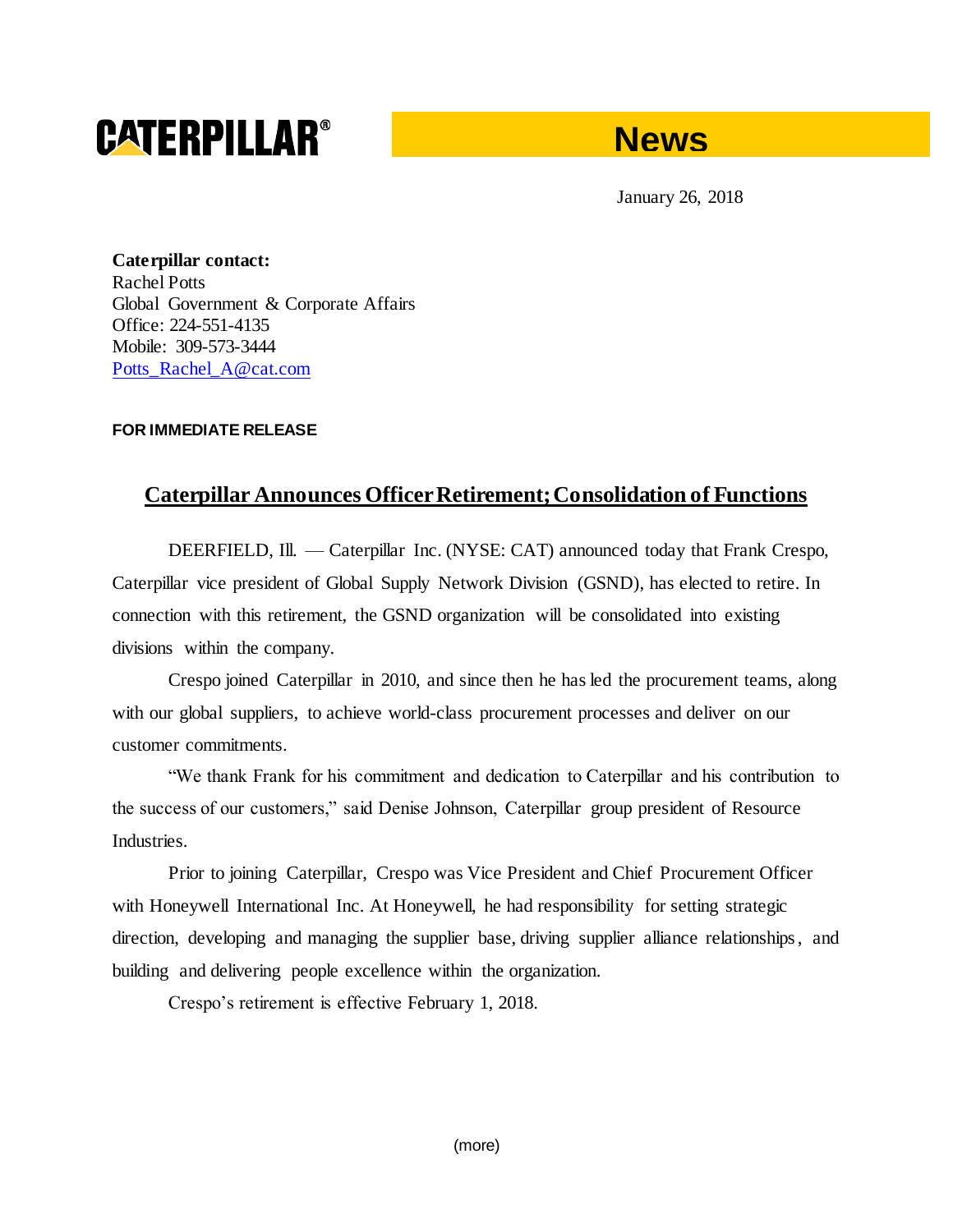**CATERPILLAR®** **News**

January 26, 2018

**Caterpillar contact:**
Rachel Potts
Global Government & Corporate Affairs
Office: 224-551-4135
Mobile: 309-573-3444
Potts_Rachel_A@cat.com

**FOR IMMEDIATE RELEASE**

## Caterpillar Announces Officer Retirement; Consolidation of Functions

DEERFIELD, Ill. — Caterpillar Inc. (NYSE: CAT) announced today that Frank Crespo, Caterpillar vice president of Global Supply Network Division (GSND), has elected to retire. In connection with this retirement, the GSND organization will be consolidated into existing divisions within the company.

Crespo joined Caterpillar in 2010, and since then he has led the procurement teams, along with our global suppliers, to achieve world-class procurement processes and deliver on our customer commitments.

"We thank Frank for his commitment and dedication to Caterpillar and his contribution to the success of our customers," said Denise Johnson, Caterpillar group president of Resource Industries.

Prior to joining Caterpillar, Crespo was Vice President and Chief Procurement Officer with Honeywell International Inc. At Honeywell, he had responsibility for setting strategic direction, developing and managing the supplier base, driving supplier alliance relationships, and building and delivering people excellence within the organization.

Crespo's retirement is effective February 1, 2018.

(more)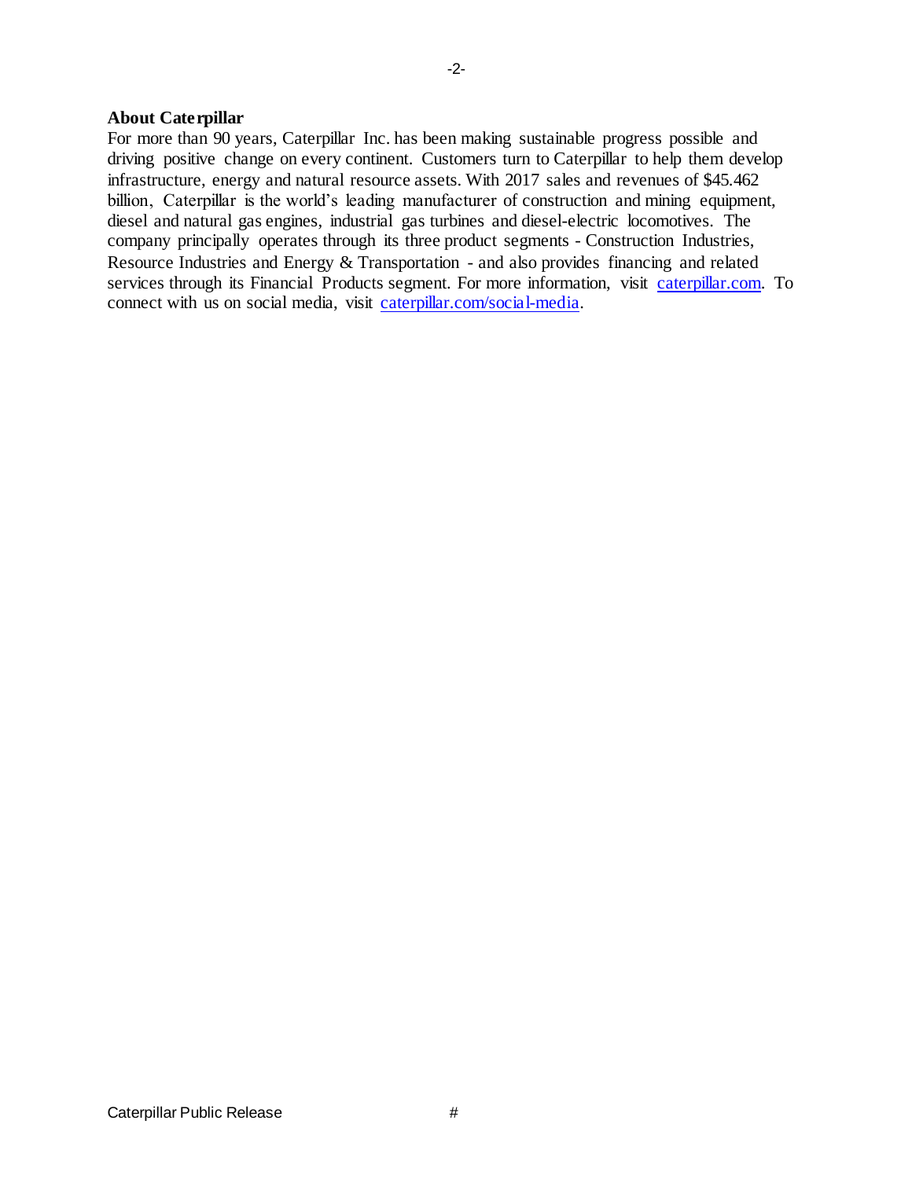**About Caterpillar**

For more than 90 years, Caterpillar Inc. has been making sustainable progress possible and driving positive change on every continent. Customers turn to Caterpillar to help them develop infrastructure, energy and natural resource assets. With 2017 sales and revenues of $45.462 billion, Caterpillar is the world's leading manufacturer of construction and mining equipment, diesel and natural gas engines, industrial gas turbines and diesel-electric locomotives. The company principally operates through its three product segments - Construction Industries, Resource Industries and Energy & Transportation - and also provides financing and related services through its Financial Products segment. For more information, visit [caterpillar.com](caterpillar.com). To connect with us on social media, visit [caterpillar.com/social-media](caterpillar.com/social-media).

#